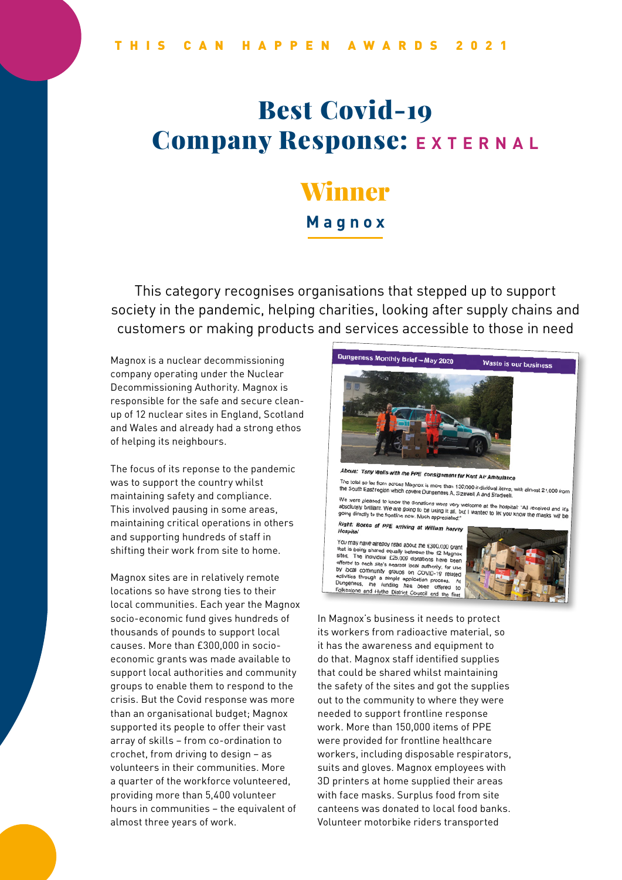THIS CAN HAPPEN AWARDS 2021

# Best Covid-19 Company Response: EXTERNAL

## Winner

### Magnox

This category recognises organisations that stepped up to support society in the pandemic, helping charities, looking after supply chains and customers or making products and services accessible to those in need

Magnox is a nuclear decommissioning company operating under the Nuclear Decommissioning Authority. Magnox is responsible for the safe and secure clean-up of 12 nuclear sites in England, Scotland and Wales and already had a strong ethos of helping its neighbours.

The focus of its reponse to the pandemic was to support the country whilst maintaining safety and compliance. This involved pausing in some areas, maintaining critical operations in others and supporting hundreds of staff in shifting their work from site to home.

Magnox sites are in relatively remote locations so have strong ties to their local communities. Each year the Magnox socio-economic fund gives hundreds of thousands of pounds to support local causes. More than £300,000 in socio-economic grants was made available to support local authorities and community groups to enable them to respond to the crisis. But the Covid response was more than an organisational budget; Magnox supported its people to offer their vast array of skills – from co-ordination to crochet, from driving to design – as volunteers in their communities. More a quarter of the workforce volunteered, providing more than 5,400 volunteer hours in communities – the equivalent of almost three years of work.

Dungeness Monthly Brief – May 2020 — Waste is our business

Above: Tony Wells with the PPE consignment for Kent Air Ambulance

The total so far from across Magnox is more than 130,000 individual items, with almost 21,000 from the South East region which covers Dungeness A, Sizewell A and Bradwell.

We were pleased to know the donations were very welcome at the hospital: "All received and it's absolutely brilliant. We are going to be using it all, but I wanted to let you know the masks will be going directly to the frontline now. Much appreciated."

Right: Boxes of PPE arriving at William Harvey Hospital

You may have already read about the £300,000 grant that is being shared equally between the 12 Magnox sites. The individual £25,000 donations have been offered to each site's nearest local authority, for use by local community groups on COVID-19 related activities through a simple application process. At Dungeness, the funding has been offered to Folkestone and Hythe District Council and the first

In Magnox's business it needs to protect its workers from radioactive material, so it has the awareness and equipment to do that. Magnox staff identified supplies that could be shared whilst maintaining the safety of the sites and got the supplies out to the community to where they were needed to support frontline response work. More than 150,000 items of PPE were provided for frontline healthcare workers, including disposable respirators, suits and gloves. Magnox employees with 3D printers at home supplied their areas with face masks. Surplus food from site canteens was donated to local food banks. Volunteer motorbike riders transported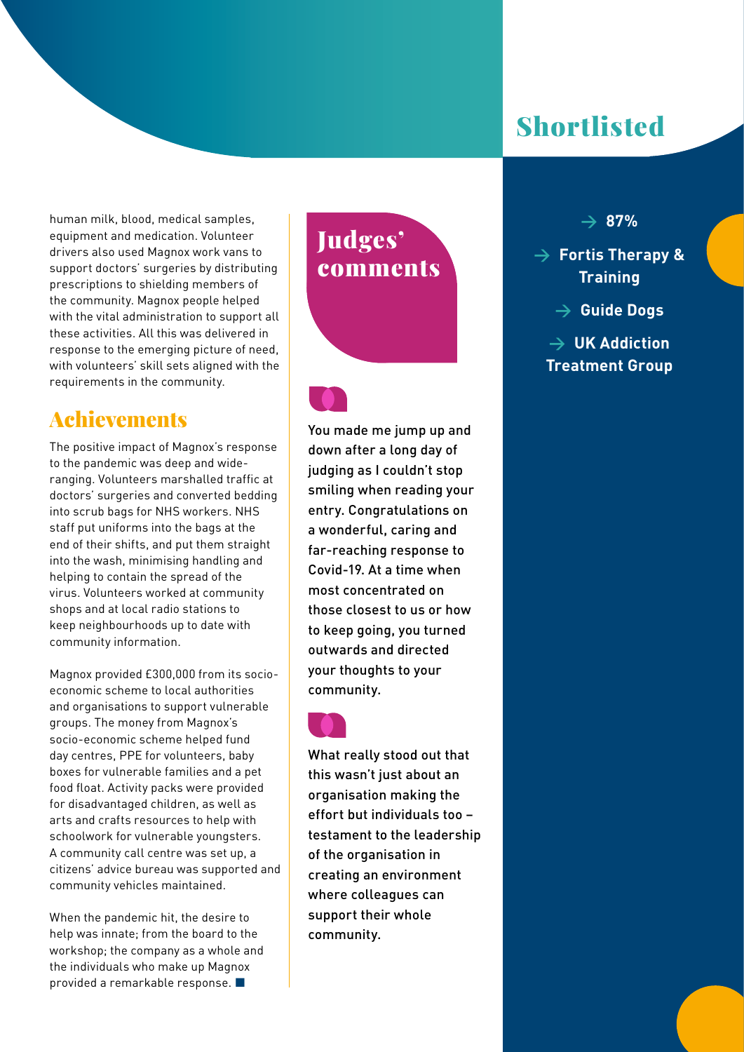human milk, blood, medical samples, equipment and medication. Volunteer drivers also used Magnox work vans to support doctors' surgeries by distributing prescriptions to shielding members of the community. Magnox people helped with the vital administration to support all these activities. All this was delivered in response to the emerging picture of need, with volunteers' skill sets aligned with the requirements in the community.

## Achievements

The positive impact of Magnox's response to the pandemic was deep and wide-ranging. Volunteers marshalled traffic at doctors' surgeries and converted bedding into scrub bags for NHS workers. NHS staff put uniforms into the bags at the end of their shifts, and put them straight into the wash, minimising handling and helping to contain the spread of the virus. Volunteers worked at community shops and at local radio stations to keep neighbourhoods up to date with community information.

Magnox provided £300,000 from its socio-economic scheme to local authorities and organisations to support vulnerable groups. The money from Magnox's socio-economic scheme helped fund day centres, PPE for volunteers, baby boxes for vulnerable families and a pet food float. Activity packs were provided for disadvantaged children, as well as arts and crafts resources to help with schoolwork for vulnerable youngsters. A community call centre was set up, a citizens' advice bureau was supported and community vehicles maintained.

When the pandemic hit, the desire to help was innate; from the board to the workshop; the company as a whole and the individuals who make up Magnox provided a remarkable response. ■

## Judges' comments

You made me jump up and down after a long day of judging as I couldn't stop smiling when reading your entry. Congratulations on a wonderful, caring and far-reaching response to Covid-19. At a time when most concentrated on those closest to us or how to keep going, you turned outwards and directed your thoughts to your community.

What really stood out that this wasn't just about an organisation making the effort but individuals too – testament to the leadership of the organisation in creating an environment where colleagues can support their whole community.

## Shortlisted

→ **87%**

→ **Fortis Therapy & Training**

→ **Guide Dogs**

→ **UK Addiction Treatment Group**